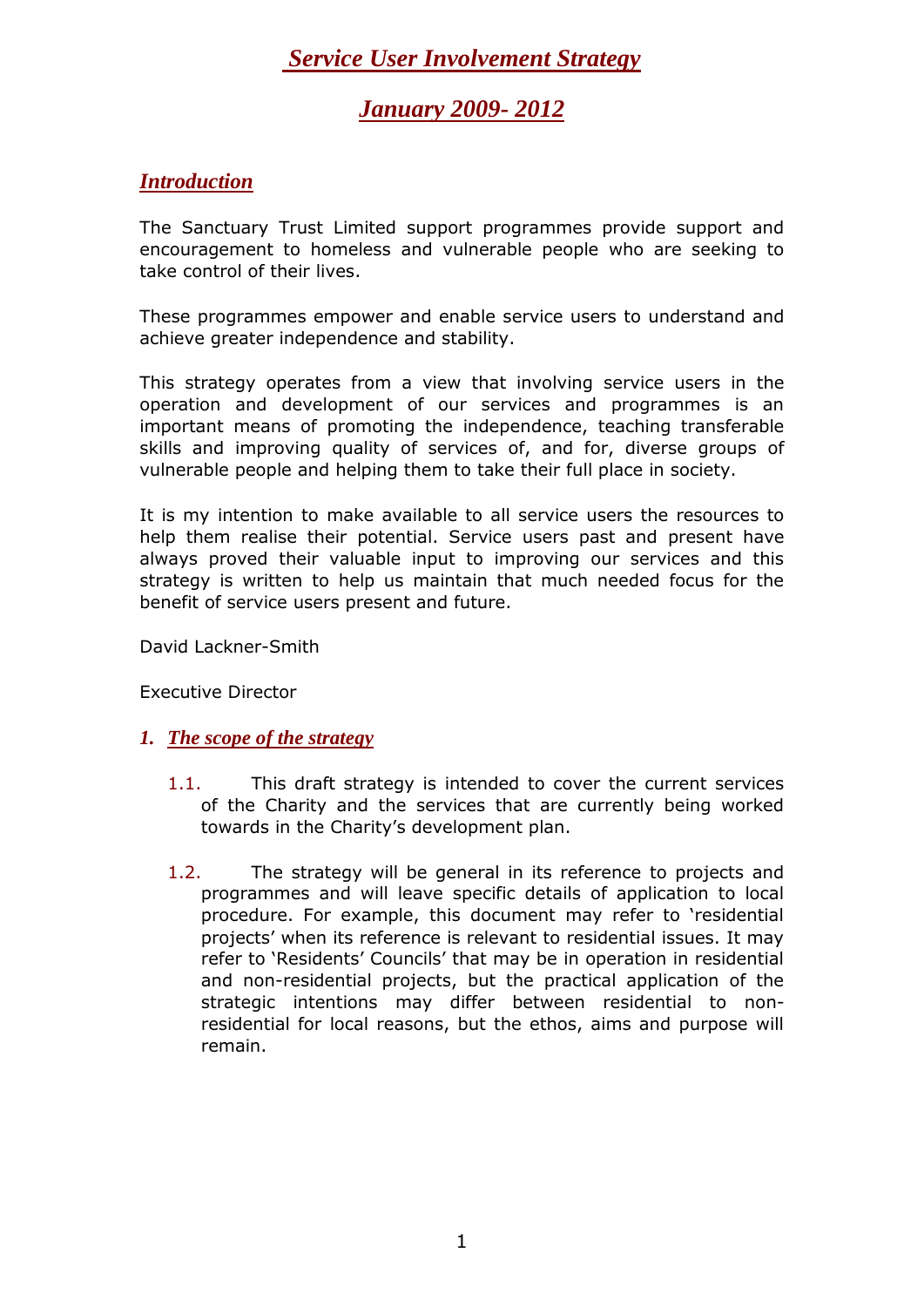# *Service User Involvement Strategy*

## *January 2009- 2012*

## *Introduction*

The Sanctuary Trust Limited support programmes provide support and encouragement to homeless and vulnerable people who are seeking to take control of their lives.

These programmes empower and enable service users to understand and achieve greater independence and stability.

This strategy operates from a view that involving service users in the operation and development of our services and programmes is an important means of promoting the independence, teaching transferable skills and improving quality of services of, and for, diverse groups of vulnerable people and helping them to take their full place in society.

It is my intention to make available to all service users the resources to help them realise their potential. Service users past and present have always proved their valuable input to improving our services and this strategy is written to help us maintain that much needed focus for the benefit of service users present and future.

David Lackner-Smith

Executive Director

## 1. *The scope of the strategy*

1.1. This draft strategy is intended to cover the current services of the Charity and the services that are currently being worked towards in the Charity's development plan.

1.2. The strategy will be general in its reference to projects and programmes and will leave specific details of application to local procedure. For example, this document may refer to 'residential projects' when its reference is relevant to residential issues. It may refer to 'Residents' Councils' that may be in operation in residential and non-residential projects, but the practical application of the strategic intentions may differ between residential to non-residential for local reasons, but the ethos, aims and purpose will remain.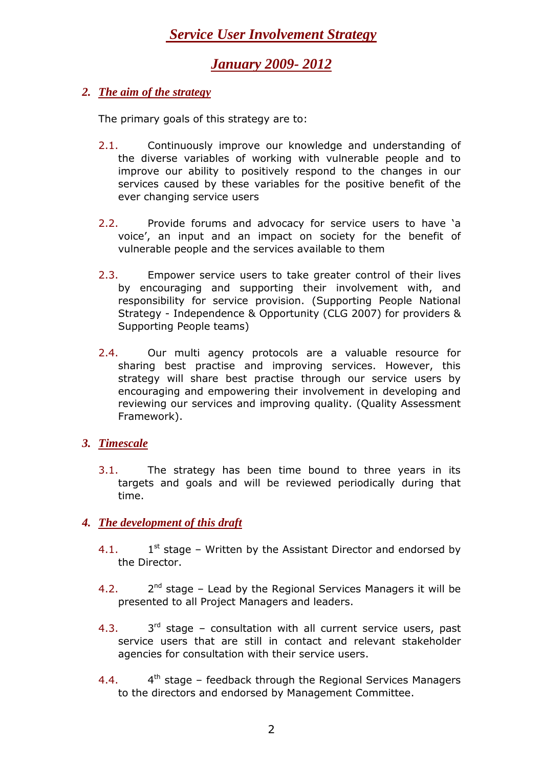# *Service User Involvement Strategy*

## *January 2009- 2012*

### 2. *The aim of the strategy*

The primary goals of this strategy are to:

2.1. Continuously improve our knowledge and understanding of the diverse variables of working with vulnerable people and to improve our ability to positively respond to the changes in our services caused by these variables for the positive benefit of the ever changing service users

2.2. Provide forums and advocacy for service users to have 'a voice', an input and an impact on society for the benefit of vulnerable people and the services available to them

2.3. Empower service users to take greater control of their lives by encouraging and supporting their involvement with, and responsibility for service provision. (Supporting People National Strategy - Independence & Opportunity (CLG 2007) for providers & Supporting People teams)

2.4. Our multi agency protocols are a valuable resource for sharing best practise and improving services. However, this strategy will share best practise through our service users by encouraging and empowering their involvement in developing and reviewing our services and improving quality. (Quality Assessment Framework).

### 3. *Timescale*

3.1. The strategy has been time bound to three years in its targets and goals and will be reviewed periodically during that time.

### 4. *The development of this draft*

4.1. 1st stage – Written by the Assistant Director and endorsed by the Director.

4.2. 2nd stage – Lead by the Regional Services Managers it will be presented to all Project Managers and leaders.

4.3. 3rd stage – consultation with all current service users, past service users that are still in contact and relevant stakeholder agencies for consultation with their service users.

4.4. 4th stage – feedback through the Regional Services Managers to the directors and endorsed by Management Committee.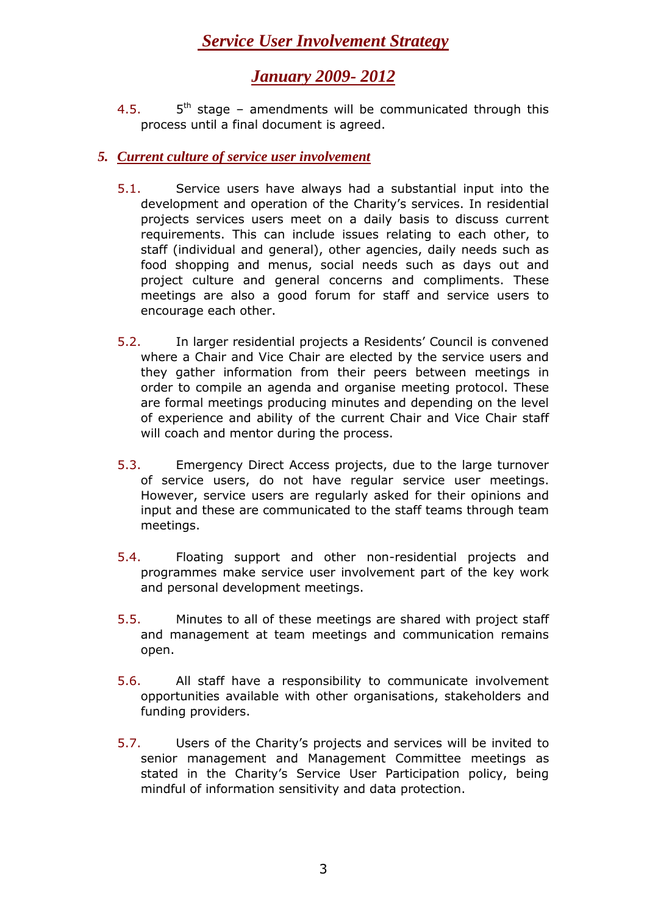4.5. 5th stage – amendments will be communicated through this process until a final document is agreed.

## 5. *Current culture of service user involvement*

5.1. Service users have always had a substantial input into the development and operation of the Charity's services. In residential projects services users meet on a daily basis to discuss current requirements. This can include issues relating to each other, to staff (individual and general), other agencies, daily needs such as food shopping and menus, social needs such as days out and project culture and general concerns and compliments. These meetings are also a good forum for staff and service users to encourage each other.

5.2. In larger residential projects a Residents' Council is convened where a Chair and Vice Chair are elected by the service users and they gather information from their peers between meetings in order to compile an agenda and organise meeting protocol. These are formal meetings producing minutes and depending on the level of experience and ability of the current Chair and Vice Chair staff will coach and mentor during the process.

5.3. Emergency Direct Access projects, due to the large turnover of service users, do not have regular service user meetings. However, service users are regularly asked for their opinions and input and these are communicated to the staff teams through team meetings.

5.4. Floating support and other non-residential projects and programmes make service user involvement part of the key work and personal development meetings.

5.5. Minutes to all of these meetings are shared with project staff and management at team meetings and communication remains open.

5.6. All staff have a responsibility to communicate involvement opportunities available with other organisations, stakeholders and funding providers.

5.7. Users of the Charity's projects and services will be invited to senior management and Management Committee meetings as stated in the Charity's Service User Participation policy, being mindful of information sensitivity and data protection.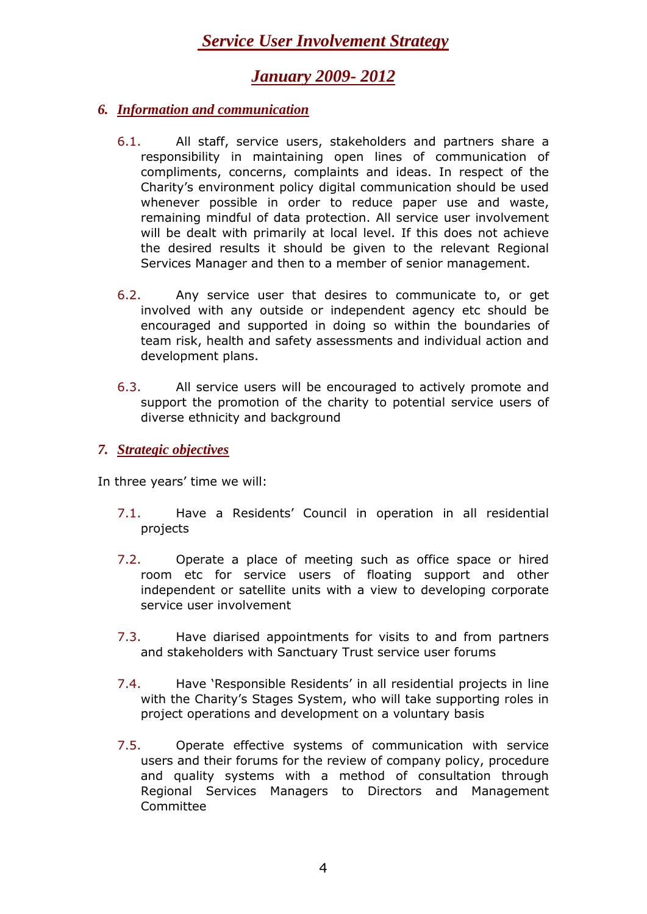# *Service User Involvement Strategy*

## *January 2009- 2012*

### 6. *Information and communication*

6.1. All staff, service users, stakeholders and partners share a responsibility in maintaining open lines of communication of compliments, concerns, complaints and ideas. In respect of the Charity's environment policy digital communication should be used whenever possible in order to reduce paper use and waste, remaining mindful of data protection. All service user involvement will be dealt with primarily at local level. If this does not achieve the desired results it should be given to the relevant Regional Services Manager and then to a member of senior management.

6.2. Any service user that desires to communicate to, or get involved with any outside or independent agency etc should be encouraged and supported in doing so within the boundaries of team risk, health and safety assessments and individual action and development plans.

6.3. All service users will be encouraged to actively promote and support the promotion of the charity to potential service users of diverse ethnicity and background

### 7. *Strategic objectives*

In three years' time we will:

7.1. Have a Residents' Council in operation in all residential projects

7.2. Operate a place of meeting such as office space or hired room etc for service users of floating support and other independent or satellite units with a view to developing corporate service user involvement

7.3. Have diarised appointments for visits to and from partners and stakeholders with Sanctuary Trust service user forums

7.4. Have 'Responsible Residents' in all residential projects in line with the Charity's Stages System, who will take supporting roles in project operations and development on a voluntary basis

7.5. Operate effective systems of communication with service users and their forums for the review of company policy, procedure and quality systems with a method of consultation through Regional Services Managers to Directors and Management Committee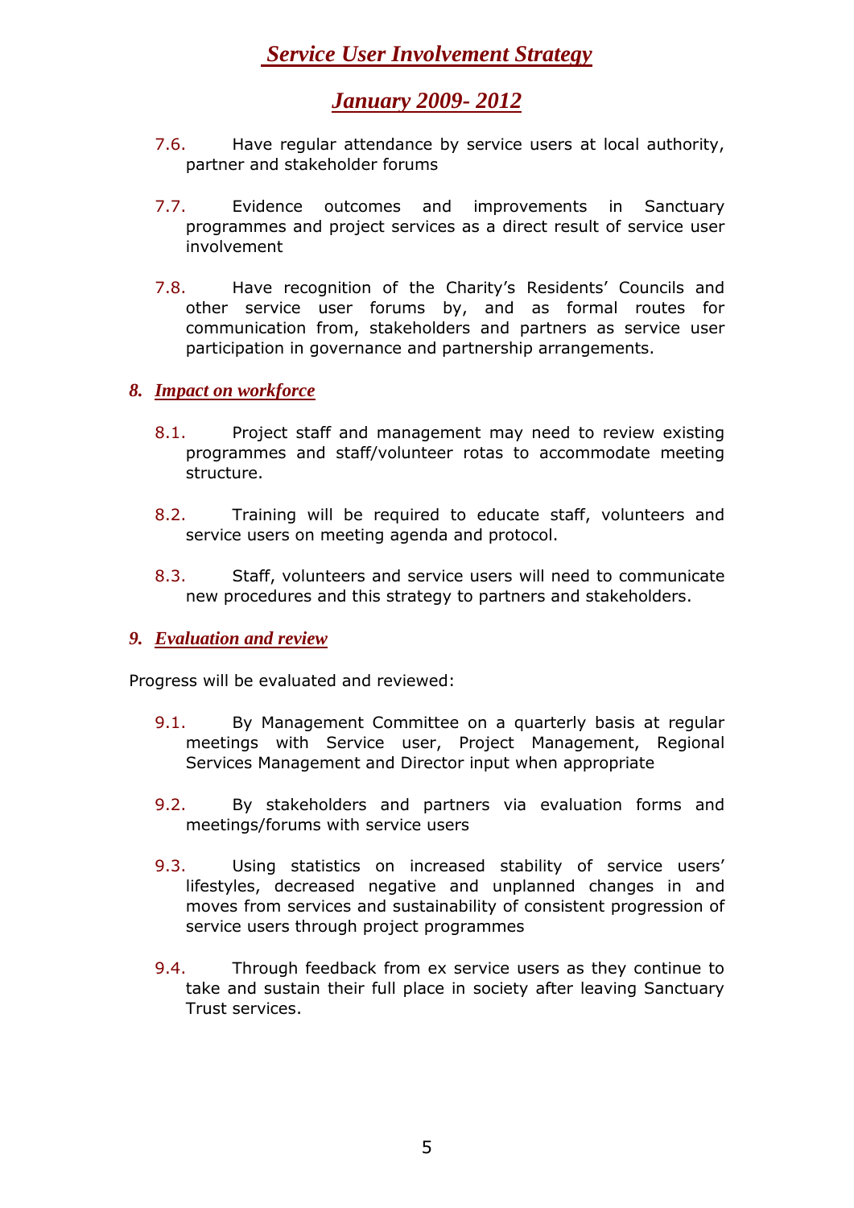7.6. Have regular attendance by service users at local authority, partner and stakeholder forums

7.7. Evidence outcomes and improvements in Sanctuary programmes and project services as a direct result of service user involvement

7.8. Have recognition of the Charity's Residents' Councils and other service user forums by, and as formal routes for communication from, stakeholders and partners as service user participation in governance and partnership arrangements.

## 8. *Impact on workforce*

8.1. Project staff and management may need to review existing programmes and staff/volunteer rotas to accommodate meeting structure.

8.2. Training will be required to educate staff, volunteers and service users on meeting agenda and protocol.

8.3. Staff, volunteers and service users will need to communicate new procedures and this strategy to partners and stakeholders.

## 9. *Evaluation and review*

Progress will be evaluated and reviewed:

9.1. By Management Committee on a quarterly basis at regular meetings with Service user, Project Management, Regional Services Management and Director input when appropriate

9.2. By stakeholders and partners via evaluation forms and meetings/forums with service users

9.3. Using statistics on increased stability of service users' lifestyles, decreased negative and unplanned changes in and moves from services and sustainability of consistent progression of service users through project programmes

9.4. Through feedback from ex service users as they continue to take and sustain their full place in society after leaving Sanctuary Trust services.